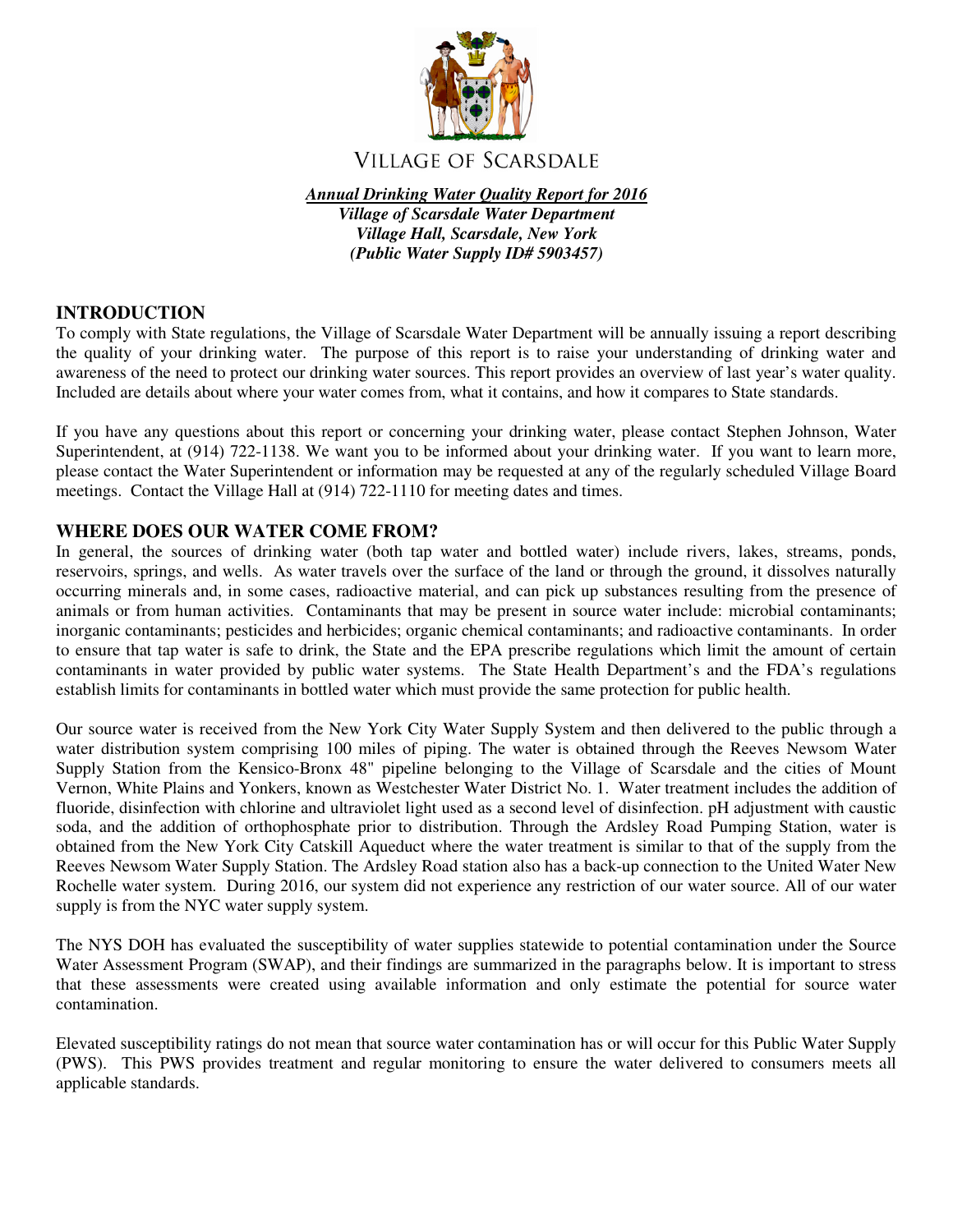VILLAGE OF SCARSDALE

***Annual Drinking Water Quality Report for 2016***
***Village of Scarsdale Water Department***
***Village Hall, Scarsdale, New York***
***(Public Water Supply ID# 5903457)***

## INTRODUCTION

To comply with State regulations, the Village of Scarsdale Water Department will be annually issuing a report describing the quality of your drinking water. The purpose of this report is to raise your understanding of drinking water and awareness of the need to protect our drinking water sources. This report provides an overview of last year's water quality. Included are details about where your water comes from, what it contains, and how it compares to State standards.

If you have any questions about this report or concerning your drinking water, please contact Stephen Johnson, Water Superintendent, at (914) 722-1138. We want you to be informed about your drinking water. If you want to learn more, please contact the Water Superintendent or information may be requested at any of the regularly scheduled Village Board meetings. Contact the Village Hall at (914) 722-1110 for meeting dates and times.

## WHERE DOES OUR WATER COME FROM?

In general, the sources of drinking water (both tap water and bottled water) include rivers, lakes, streams, ponds, reservoirs, springs, and wells. As water travels over the surface of the land or through the ground, it dissolves naturally occurring minerals and, in some cases, radioactive material, and can pick up substances resulting from the presence of animals or from human activities. Contaminants that may be present in source water include: microbial contaminants; inorganic contaminants; pesticides and herbicides; organic chemical contaminants; and radioactive contaminants. In order to ensure that tap water is safe to drink, the State and the EPA prescribe regulations which limit the amount of certain contaminants in water provided by public water systems. The State Health Department's and the FDA's regulations establish limits for contaminants in bottled water which must provide the same protection for public health.

Our source water is received from the New York City Water Supply System and then delivered to the public through a water distribution system comprising 100 miles of piping. The water is obtained through the Reeves Newsom Water Supply Station from the Kensico-Bronx 48" pipeline belonging to the Village of Scarsdale and the cities of Mount Vernon, White Plains and Yonkers, known as Westchester Water District No. 1. Water treatment includes the addition of fluoride, disinfection with chlorine and ultraviolet light used as a second level of disinfection. pH adjustment with caustic soda, and the addition of orthophosphate prior to distribution. Through the Ardsley Road Pumping Station, water is obtained from the New York City Catskill Aqueduct where the water treatment is similar to that of the supply from the Reeves Newsom Water Supply Station. The Ardsley Road station also has a back-up connection to the United Water New Rochelle water system. During 2016, our system did not experience any restriction of our water source. All of our water supply is from the NYC water supply system.

The NYS DOH has evaluated the susceptibility of water supplies statewide to potential contamination under the Source Water Assessment Program (SWAP), and their findings are summarized in the paragraphs below. It is important to stress that these assessments were created using available information and only estimate the potential for source water contamination.

Elevated susceptibility ratings do not mean that source water contamination has or will occur for this Public Water Supply (PWS). This PWS provides treatment and regular monitoring to ensure the water delivered to consumers meets all applicable standards.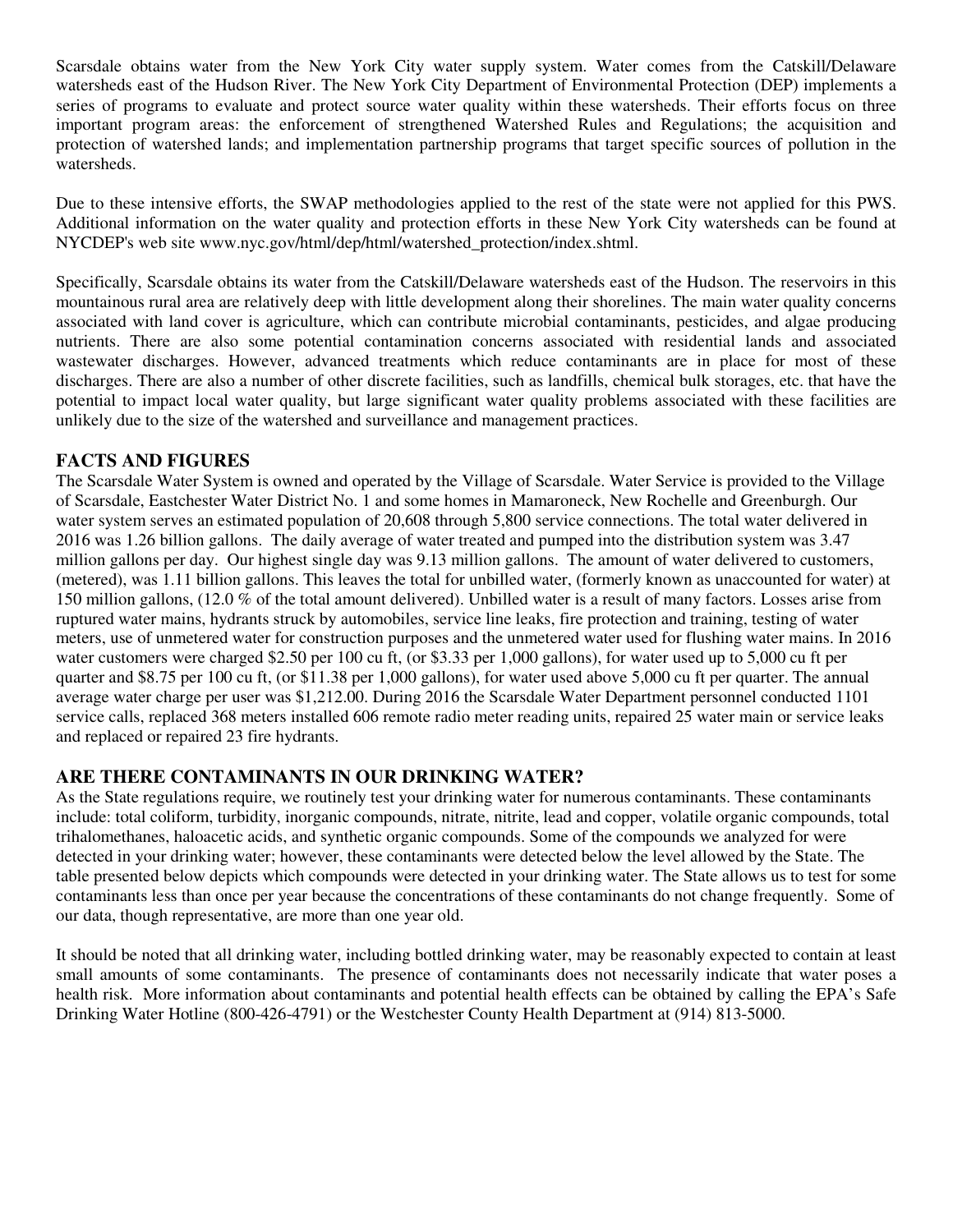Scarsdale obtains water from the New York City water supply system. Water comes from the Catskill/Delaware watersheds east of the Hudson River. The New York City Department of Environmental Protection (DEP) implements a series of programs to evaluate and protect source water quality within these watersheds. Their efforts focus on three important program areas: the enforcement of strengthened Watershed Rules and Regulations; the acquisition and protection of watershed lands; and implementation partnership programs that target specific sources of pollution in the watersheds.

Due to these intensive efforts, the SWAP methodologies applied to the rest of the state were not applied for this PWS. Additional information on the water quality and protection efforts in these New York City watersheds can be found at NYCDEP's web site www.nyc.gov/html/dep/html/watershed_protection/index.shtml.

Specifically, Scarsdale obtains its water from the Catskill/Delaware watersheds east of the Hudson. The reservoirs in this mountainous rural area are relatively deep with little development along their shorelines. The main water quality concerns associated with land cover is agriculture, which can contribute microbial contaminants, pesticides, and algae producing nutrients. There are also some potential contamination concerns associated with residential lands and associated wastewater discharges. However, advanced treatments which reduce contaminants are in place for most of these discharges. There are also a number of other discrete facilities, such as landfills, chemical bulk storages, etc. that have the potential to impact local water quality, but large significant water quality problems associated with these facilities are unlikely due to the size of the watershed and surveillance and management practices.

## FACTS AND FIGURES

The Scarsdale Water System is owned and operated by the Village of Scarsdale. Water Service is provided to the Village of Scarsdale, Eastchester Water District No. 1 and some homes in Mamaroneck, New Rochelle and Greenburgh. Our water system serves an estimated population of 20,608 through 5,800 service connections. The total water delivered in 2016 was 1.26 billion gallons. The daily average of water treated and pumped into the distribution system was 3.47 million gallons per day. Our highest single day was 9.13 million gallons. The amount of water delivered to customers, (metered), was 1.11 billion gallons. This leaves the total for unbilled water, (formerly known as unaccounted for water) at 150 million gallons, (12.0 % of the total amount delivered). Unbilled water is a result of many factors. Losses arise from ruptured water mains, hydrants struck by automobiles, service line leaks, fire protection and training, testing of water meters, use of unmetered water for construction purposes and the unmetered water used for flushing water mains. In 2016 water customers were charged $2.50 per 100 cu ft, (or $3.33 per 1,000 gallons), for water used up to 5,000 cu ft per quarter and $8.75 per 100 cu ft, (or $11.38 per 1,000 gallons), for water used above 5,000 cu ft per quarter. The annual average water charge per user was $1,212.00. During 2016 the Scarsdale Water Department personnel conducted 1101 service calls, replaced 368 meters installed 606 remote radio meter reading units, repaired 25 water main or service leaks and replaced or repaired 23 fire hydrants.

## ARE THERE CONTAMINANTS IN OUR DRINKING WATER?

As the State regulations require, we routinely test your drinking water for numerous contaminants. These contaminants include: total coliform, turbidity, inorganic compounds, nitrate, nitrite, lead and copper, volatile organic compounds, total trihalomethanes, haloacetic acids, and synthetic organic compounds. Some of the compounds we analyzed for were detected in your drinking water; however, these contaminants were detected below the level allowed by the State. The table presented below depicts which compounds were detected in your drinking water. The State allows us to test for some contaminants less than once per year because the concentrations of these contaminants do not change frequently. Some of our data, though representative, are more than one year old.

It should be noted that all drinking water, including bottled drinking water, may be reasonably expected to contain at least small amounts of some contaminants. The presence of contaminants does not necessarily indicate that water poses a health risk. More information about contaminants and potential health effects can be obtained by calling the EPA's Safe Drinking Water Hotline (800-426-4791) or the Westchester County Health Department at (914) 813-5000.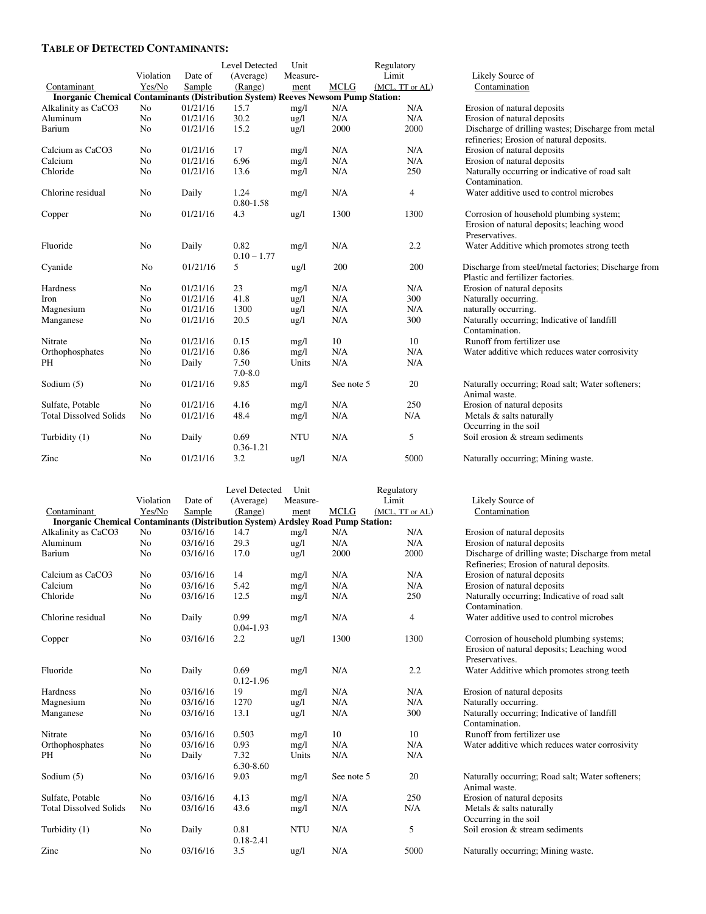**TABLE OF DETECTED CONTAMINANTS:**

| Contaminant | Violation Yes/No | Date of Sample | Level Detected (Average) (Range) | Unit Measure-ment | MCLG | Regulatory Limit (MCL, TT or AL) | Likely Source of Contamination |
|---|---|---|---|---|---|---|---|
| **Inorganic Chemical Contaminants (Distribution System) Reeves Newsom Pump Station:** | | | | | | | |
| Alkalinity as CaCO3 | No | 01/21/16 | 15.7 | mg/l | N/A | N/A | Erosion of natural deposits |
| Aluminum | No | 01/21/16 | 30.2 | ug/l | N/A | N/A | Erosion of natural deposits |
| Barium | No | 01/21/16 | 15.2 | ug/l | 2000 | 2000 | Discharge of drilling wastes; Discharge from metal refineries; Erosion of natural deposits. |
| Calcium as CaCO3 | No | 01/21/16 | 17 | mg/l | N/A | N/A | Erosion of natural deposits |
| Calcium | No | 01/21/16 | 6.96 | mg/l | N/A | N/A | Erosion of natural deposits |
| Chloride | No | 01/21/16 | 13.6 | mg/l | N/A | 250 | Naturally occurring or indicative of road salt Contamination. |
| Chlorine residual | No | Daily | 1.24<br>0.80-1.58 | mg/l | N/A | 4 | Water additive used to control microbes |
| Copper | No | 01/21/16 | 4.3 | ug/l | 1300 | 1300 | Corrosion of household plumbing system; Erosion of natural deposits; leaching wood Preservatives. |
| Fluoride | No | Daily | 0.82<br>0.10 – 1.77 | mg/l | N/A | 2.2 | Water Additive which promotes strong teeth |
| Cyanide | No | 01/21/16 | 5 | ug/l | 200 | 200 | Discharge from steel/metal factories; Discharge from Plastic and fertilizer factories. |
| Hardness | No | 01/21/16 | 23 | mg/l | N/A | N/A | Erosion of natural deposits |
| Iron | No | 01/21/16 | 41.8 | ug/l | N/A | 300 | Naturally occurring. |
| Magnesium | No | 01/21/16 | 1300 | ug/l | N/A | N/A | naturally occurring. |
| Manganese | No | 01/21/16 | 20.5 | ug/l | N/A | 300 | Naturally occurring; Indicative of landfill Contamination. |
| Nitrate | No | 01/21/16 | 0.15 | mg/l | 10 | 10 | Runoff from fertilizer use |
| Orthophosphates | No | 01/21/16 | 0.86 | mg/l | N/A | N/A | Water additive which reduces water corrosivity |
| PH | No | Daily | 7.50<br>7.0-8.0 | Units | N/A | N/A | |
| Sodium (5) | No | 01/21/16 | 9.85 | mg/l | See note 5 | 20 | Naturally occurring; Road salt; Water softeners; Animal waste. |
| Sulfate, Potable | No | 01/21/16 | 4.16 | mg/l | N/A | 250 | Erosion of natural deposits |
| Total Dissolved Solids | No | 01/21/16 | 48.4 | mg/l | N/A | N/A | Metals & salts naturally Occurring in the soil |
| Turbidity (1) | No | Daily | 0.69<br>0.36-1.21 | NTU | N/A | 5 | Soil erosion & stream sediments |
| Zinc | No | 01/21/16 | 3.2 | ug/l | N/A | 5000 | Naturally occurring; Mining waste. |

| Contaminant | Violation Yes/No | Date of Sample | Level Detected (Average) (Range) | Unit Measure-ment | MCLG | Regulatory Limit (MCL, TT or AL) | Likely Source of Contamination |
|---|---|---|---|---|---|---|---|
| **Inorganic Chemical Contaminants (Distribution System) Ardsley Road Pump Station:** | | | | | | | |
| Alkalinity as CaCO3 | No | 03/16/16 | 14.7 | mg/l | N/A | N/A | Erosion of natural deposits |
| Aluminum | No | 03/16/16 | 29.3 | ug/l | N/A | N/A | Erosion of natural deposits |
| Barium | No | 03/16/16 | 17.0 | ug/l | 2000 | 2000 | Discharge of drilling waste; Discharge from metal Refineries; Erosion of natural deposits. |
| Calcium as CaCO3 | No | 03/16/16 | 14 | mg/l | N/A | N/A | Erosion of natural deposits |
| Calcium | No | 03/16/16 | 5.42 | mg/l | N/A | N/A | Erosion of natural deposits |
| Chloride | No | 03/16/16 | 12.5 | mg/l | N/A | 250 | Naturally occurring; Indicative of road salt Contamination. |
| Chlorine residual | No | Daily | 0.99<br>0.04-1.93 | mg/l | N/A | 4 | Water additive used to control microbes |
| Copper | No | 03/16/16 | 2.2 | ug/l | 1300 | 1300 | Corrosion of household plumbing systems; Erosion of natural deposits; Leaching wood Preservatives. |
| Fluoride | No | Daily | 0.69<br>0.12-1.96 | mg/l | N/A | 2.2 | Water Additive which promotes strong teeth |
| Hardness | No | 03/16/16 | 19 | mg/l | N/A | N/A | Erosion of natural deposits |
| Magnesium | No | 03/16/16 | 1270 | ug/l | N/A | N/A | Naturally occurring. |
| Manganese | No | 03/16/16 | 13.1 | ug/l | N/A | 300 | Naturally occurring; Indicative of landfill Contamination. |
| Nitrate | No | 03/16/16 | 0.503 | mg/l | 10 | 10 | Runoff from fertilizer use |
| Orthophosphates | No | 03/16/16 | 0.93 | mg/l | N/A | N/A | Water additive which reduces water corrosivity |
| PH | No | Daily | 7.32<br>6.30-8.60 | Units | N/A | N/A | |
| Sodium (5) | No | 03/16/16 | 9.03 | mg/l | See note 5 | 20 | Naturally occurring; Road salt; Water softeners; Animal waste. |
| Sulfate, Potable | No | 03/16/16 | 4.13 | mg/l | N/A | 250 | Erosion of natural deposits |
| Total Dissolved Solids | No | 03/16/16 | 43.6 | mg/l | N/A | N/A | Metals & salts naturally Occurring in the soil |
| Turbidity (1) | No | Daily | 0.81<br>0.18-2.41 | NTU | N/A | 5 | Soil erosion & stream sediments |
| Zinc | No | 03/16/16 | 3.5 | ug/l | N/A | 5000 | Naturally occurring; Mining waste. |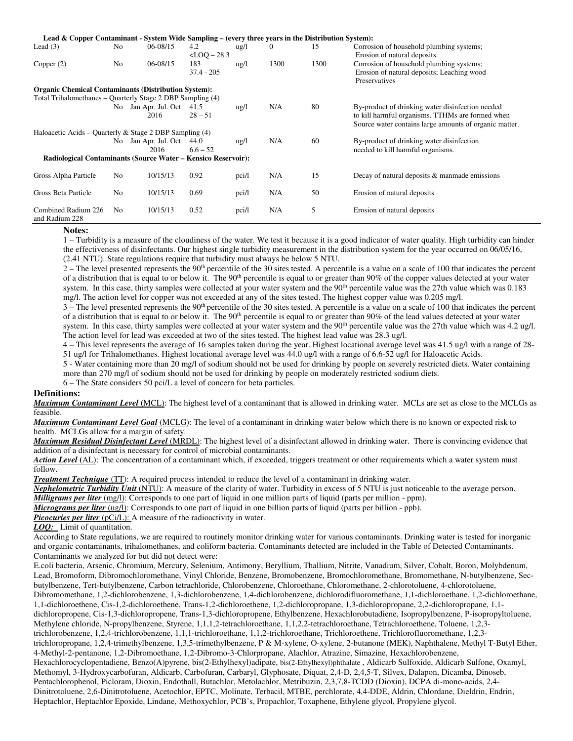| | | | | | | | |
|---|---|---|---|---|---|---|---|
| **Lead & Copper Contaminant - System Wide Sampling – (every three years in the Distribution System):** | | | | | | | |
| Lead (3) | No | 06-08/15 | 4.2<br><LOQ – 28.3 | ug/l | 0 | 15 | Corrosion of household plumbing systems; Erosion of natural deposits. |
| Copper (2) | No | 06-08/15 | 183<br>37.4 - 205 | ug/l | 1300 | 1300 | Corrosion of household plumbing systems; Erosion of natural deposits; Leaching wood Preservatives |
| **Organic Chemical Contaminants (Distribution System):** | | | | | | | |
| Total Trihalomethanes – Quarterly Stage 2 DBP Sampling (4) | | | | | | | |
| | No | Jan Apr. Jul. Oct 2016 | 41.5<br>28 – 51 | ug/l | N/A | 80 | By-product of drinking water disinfection needed to kill harmful organisms. TTHMs are formed when Source water contains large amounts of organic matter. |
| Haloacetic Acids – Quarterly & Stage 2 DBP Sampling (4) | | | | | | | |
| | No | Jan Apr. Jul. Oct 2016 | 44.0<br>6.6 – 52 | ug/l | N/A | 60 | By-product of drinking water disinfection needed to kill harmful organisms. |
| **Radiological Contaminants (Source Water – Kensico Reservoir):** | | | | | | | |
| Gross Alpha Particle | No | 10/15/13 | 0.92 | pci/l | N/A | 15 | Decay of natural deposits & manmade emissions |
| Gross Beta Particle | No | 10/15/13 | 0.69 | pci/l | N/A | 50 | Erosion of natural deposits |
| Combined Radium 226 and Radium 228 | No | 10/15/13 | 0.52 | pci/l | N/A | 5 | Erosion of natural deposits |

**Notes:**

1 – Turbidity is a measure of the cloudiness of the water. We test it because it is a good indicator of water quality. High turbidity can hinder the effectiveness of disinfectants. Our highest single turbidity measurement in the distribution system for the year occurred on 06/05/16, (2.41 NTU). State regulations require that turbidity must always be below 5 NTU.

2 – The level presented represents the 90th percentile of the 30 sites tested. A percentile is a value on a scale of 100 that indicates the percent of a distribution that is equal to or below it. The 90th percentile is equal to or greater than 90% of the copper values detected at your water system. In this case, thirty samples were collected at your water system and the 90th percentile value was the 27th value which was 0.183 mg/l. The action level for copper was not exceeded at any of the sites tested. The highest copper value was 0.205 mg/l.

3 – The level presented represents the 90th percentile of the 30 sites tested. A percentile is a value on a scale of 100 that indicates the percent of a distribution that is equal to or below it. The 90th percentile is equal to or greater than 90% of the lead values detected at your water system. In this case, thirty samples were collected at your water system and the 90th percentile value was the 27th value which was 4.2 ug/l. The action level for lead was exceeded at two of the sites tested. The highest lead value was 28.3 ug/l.

4 – This level represents the average of 16 samples taken during the year. Highest locational average level was 41.5 ug/l with a range of 28-51 ug/l for Trihalomethanes. Highest locational average level was 44.0 ug/l with a range of 6.6-52 ug/l for Haloacetic Acids.

5 - Water containing more than 20 mg/l of sodium should not be used for drinking by people on severely restricted diets. Water containing more than 270 mg/l of sodium should not be used for drinking by people on moderately restricted sodium diets.

6 – The State considers 50 pci/L a level of concern for beta particles.

**Definitions:**

***Maximum Contaminant Level*** **(MCL)**: The highest level of a contaminant that is allowed in drinking water. MCLs are set as close to the MCLGs as feasible.

***Maximum Contaminant Level Goal*** (MCLG): The level of a contaminant in drinking water below which there is no known or expected risk to health. MCLGs allow for a margin of safety.

***Maximum Residual Disinfectant Level*** (MRDL): The highest level of a disinfectant allowed in drinking water. There is convincing evidence that addition of a disinfectant is necessary for control of microbial contaminants.

***Action Level*** **(AL)**: The concentration of a contaminant which, if exceeded, triggers treatment or other requirements which a water system must follow.

***Treatment Technique*** (TT): A required process intended to reduce the level of a contaminant in drinking water.

***Nephelometric Turbidity Unit*** (NTU): A measure of the clarity of water. Turbidity in excess of 5 NTU is just noticeable to the average person.

***Milligrams per liter*** (mg/l): Corresponds to one part of liquid in one million parts of liquid (parts per million - ppm).

***Micrograms per liter*** (ug/l): Corresponds to one part of liquid in one billion parts of liquid (parts per billion - ppb).

***Picocuries per liter*** (pCi/L): A measure of the radioactivity in water.

***LOQ:*** Limit of quantitation.

According to State regulations, we are required to routinely monitor drinking water for various contaminants. Drinking water is tested for inorganic and organic contaminants, trihalomethanes, and coliform bacteria. Contaminants detected are included in the Table of Detected Contaminants. Contaminants we analyzed for but did not detect were:

E.coli bacteria, Arsenic, Chromium, Mercury, Selenium, Antimony, Beryllium, Thallium, Nitrite, Vanadium, Silver, Cobalt, Boron, Molybdenum, Lead, Bromoform, Dibromochloromethane, Vinyl Chloride, Benzene, Bromobenzene, Bromochloromethane, Bromomethane, N-butylbenzene, Sec-butylbenzene, Tert-butylbenzene, Carbon tetrachloride, Chlorobenzene, Chloroethane, Chloromethane, 2-chlorotoluene, 4-chlorotoluene, Dibromomethane, 1,2-dichlorobenzene, 1,3-dichlorobenzene, 1,4-dichlorobenzene, dichlorodifluoromethane, 1,1-dichloroethane, 1,2-dichloroethane, 1,1-dichloroethene, Cis-1,2-dichloroethene, Trans-1,2-dichloroethene, 1,2-dichloropropane, 1,3-dichloropropane, 2,2-dichloropropane, 1,1-dichloropropene, Cis-1,3-dichloropropene, Trans-1,3-dichloropropene, Ethylbenzene, Hexachlorobutadiene, Isopropylbenzene, P-isopropyltoluene, Methylene chloride, N-propylbenzene, Styrene, 1,1,1,2-tetrachloroethane, 1,1,2,2-tetrachloroethane, Tetrachloroethene, Toluene, 1,2,3-trichlorobenzene, 1,2,4-trichlorobenzene, 1,1,1-trichloroethane, 1,1,2-trichloroethane, Trichloroethene, Trichlorofluoromethane, 1,2,3-trichloropropane, 1,2,4-trimethylbenzene, 1,3,5-trimethylbenzene, P & M-xylene, O-xylene, 2-butanone (MEK), Naphthalene, Methyl T-Butyl Ether, 4-Methyl-2-pentanone, 1,2-Dibromoethane, 1,2-Dibromo-3-Chlorpropane, Alachlor, Atrazine, Simazine, Hexachlorobenzene, Hexachlorocyclopentadiene, Benzo(A)pyrene, bis(2-Ethylhexyl)adipate, bis(2-Ethylhexyl)phthalate , Aldicarb Sulfoxide, Aldicarb Sulfone, Oxamyl, Methomyl, 3-Hydroxycarbofuran, Aldicarb, Carbofuran, Carbaryl, Glyphosate, Diquat, 2,4-D, 2,4,5-T, Silvex, Dalapon, Dicamba, Dinoseb, Pentachlorophenol, Picloram, Dioxin, Endothall, Butachlor, Metolachlor, Metribuzin, 2,3,7,8-TCDD (Dioxin), DCPA di-mono-acids, 2,4-Dinitrotoluene, 2,6-Dinitrotoluene, Acetochlor, EPTC, Molinate, Terbacil, MTBE, perchlorate, 4,4-DDE, Aldrin, Chlordane, Dieldrin, Endrin, Heptachlor, Heptachlor Epoxide, Lindane, Methoxychlor, PCB's, Propachlor, Toxaphene, Ethylene glycol, Propylene glycol.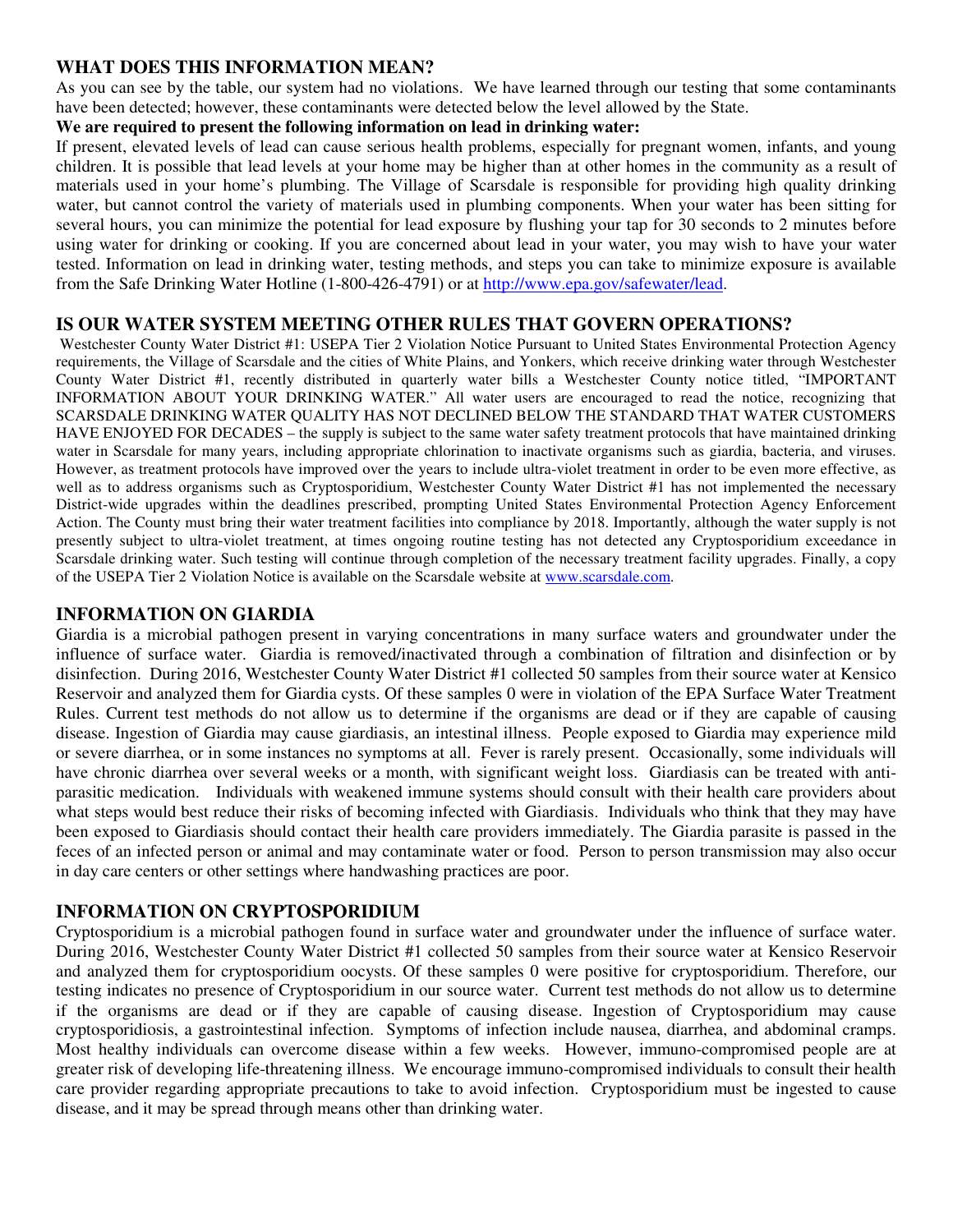## WHAT DOES THIS INFORMATION MEAN?

As you can see by the table, our system had no violations. We have learned through our testing that some contaminants have been detected; however, these contaminants were detected below the level allowed by the State.

**We are required to present the following information on lead in drinking water:**

If present, elevated levels of lead can cause serious health problems, especially for pregnant women, infants, and young children. It is possible that lead levels at your home may be higher than at other homes in the community as a result of materials used in your home's plumbing. The Village of Scarsdale is responsible for providing high quality drinking water, but cannot control the variety of materials used in plumbing components. When your water has been sitting for several hours, you can minimize the potential for lead exposure by flushing your tap for 30 seconds to 2 minutes before using water for drinking or cooking. If you are concerned about lead in your water, you may wish to have your water tested. Information on lead in drinking water, testing methods, and steps you can take to minimize exposure is available from the Safe Drinking Water Hotline (1-800-426-4791) or at http://www.epa.gov/safewater/lead.

## IS OUR WATER SYSTEM MEETING OTHER RULES THAT GOVERN OPERATIONS?

Westchester County Water District #1: USEPA Tier 2 Violation Notice Pursuant to United States Environmental Protection Agency requirements, the Village of Scarsdale and the cities of White Plains, and Yonkers, which receive drinking water through Westchester County Water District #1, recently distributed in quarterly water bills a Westchester County notice titled, "IMPORTANT INFORMATION ABOUT YOUR DRINKING WATER." All water users are encouraged to read the notice, recognizing that SCARSDALE DRINKING WATER QUALITY HAS NOT DECLINED BELOW THE STANDARD THAT WATER CUSTOMERS HAVE ENJOYED FOR DECADES – the supply is subject to the same water safety treatment protocols that have maintained drinking water in Scarsdale for many years, including appropriate chlorination to inactivate organisms such as giardia, bacteria, and viruses. However, as treatment protocols have improved over the years to include ultra-violet treatment in order to be even more effective, as well as to address organisms such as Cryptosporidium, Westchester County Water District #1 has not implemented the necessary District-wide upgrades within the deadlines prescribed, prompting United States Environmental Protection Agency Enforcement Action. The County must bring their water treatment facilities into compliance by 2018. Importantly, although the water supply is not presently subject to ultra-violet treatment, at times ongoing routine testing has not detected any Cryptosporidium exceedance in Scarsdale drinking water. Such testing will continue through completion of the necessary treatment facility upgrades. Finally, a copy of the USEPA Tier 2 Violation Notice is available on the Scarsdale website at www.scarsdale.com.

## INFORMATION ON GIARDIA

Giardia is a microbial pathogen present in varying concentrations in many surface waters and groundwater under the influence of surface water. Giardia is removed/inactivated through a combination of filtration and disinfection or by disinfection. During 2016, Westchester County Water District #1 collected 50 samples from their source water at Kensico Reservoir and analyzed them for Giardia cysts. Of these samples 0 were in violation of the EPA Surface Water Treatment Rules. Current test methods do not allow us to determine if the organisms are dead or if they are capable of causing disease. Ingestion of Giardia may cause giardiasis, an intestinal illness. People exposed to Giardia may experience mild or severe diarrhea, or in some instances no symptoms at all. Fever is rarely present. Occasionally, some individuals will have chronic diarrhea over several weeks or a month, with significant weight loss. Giardiasis can be treated with anti-parasitic medication. Individuals with weakened immune systems should consult with their health care providers about what steps would best reduce their risks of becoming infected with Giardiasis. Individuals who think that they may have been exposed to Giardiasis should contact their health care providers immediately. The Giardia parasite is passed in the feces of an infected person or animal and may contaminate water or food. Person to person transmission may also occur in day care centers or other settings where handwashing practices are poor.

## INFORMATION ON CRYPTOSPORIDIUM

Cryptosporidium is a microbial pathogen found in surface water and groundwater under the influence of surface water. During 2016, Westchester County Water District #1 collected 50 samples from their source water at Kensico Reservoir and analyzed them for cryptosporidium oocysts. Of these samples 0 were positive for cryptosporidium. Therefore, our testing indicates no presence of Cryptosporidium in our source water. Current test methods do not allow us to determine if the organisms are dead or if they are capable of causing disease. Ingestion of Cryptosporidium may cause cryptosporidiosis, a gastrointestinal infection. Symptoms of infection include nausea, diarrhea, and abdominal cramps. Most healthy individuals can overcome disease within a few weeks. However, immuno-compromised people are at greater risk of developing life-threatening illness. We encourage immuno-compromised individuals to consult their health care provider regarding appropriate precautions to take to avoid infection. Cryptosporidium must be ingested to cause disease, and it may be spread through means other than drinking water.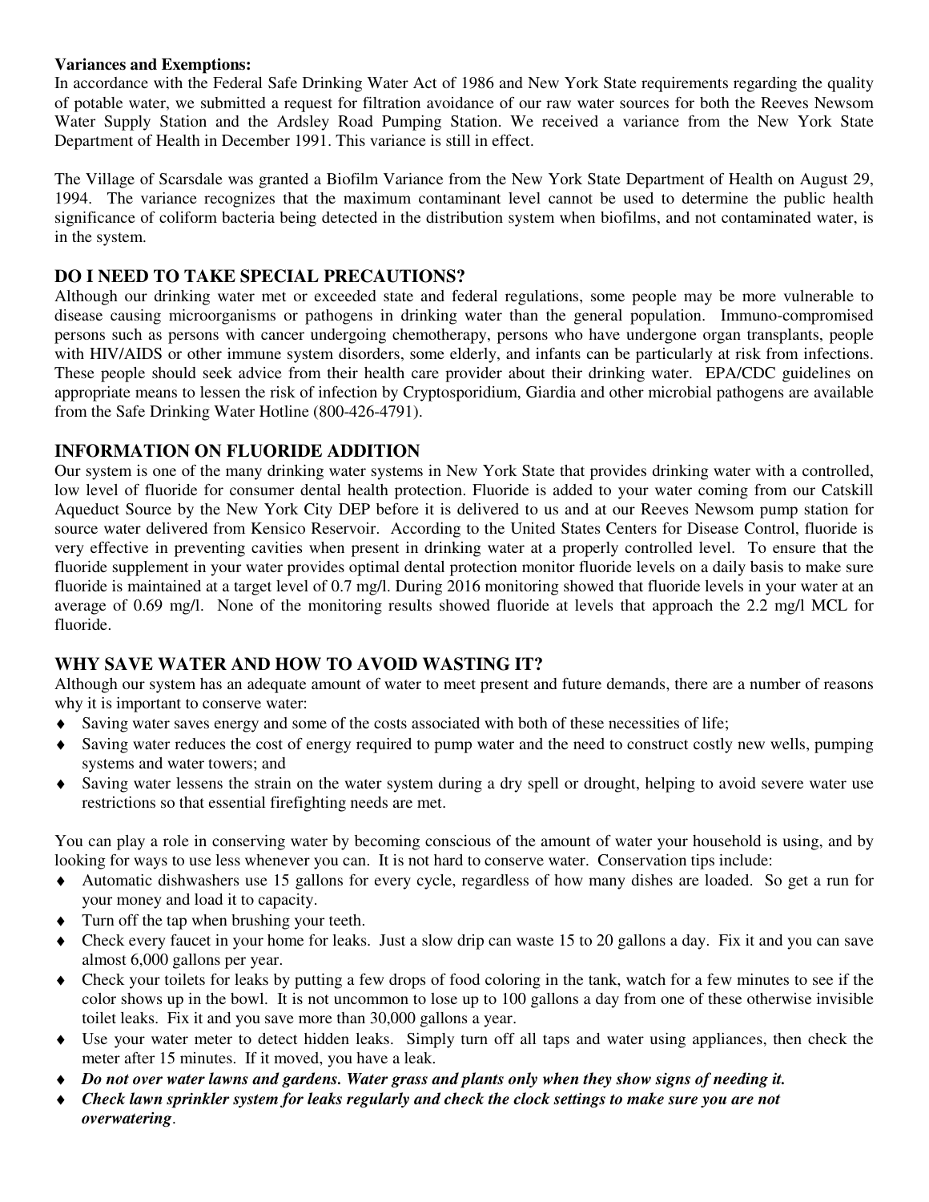**Variances and Exemptions:**
In accordance with the Federal Safe Drinking Water Act of 1986 and New York State requirements regarding the quality of potable water, we submitted a request for filtration avoidance of our raw water sources for both the Reeves Newsom Water Supply Station and the Ardsley Road Pumping Station. We received a variance from the New York State Department of Health in December 1991. This variance is still in effect.

The Village of Scarsdale was granted a Biofilm Variance from the New York State Department of Health on August 29, 1994. The variance recognizes that the maximum contaminant level cannot be used to determine the public health significance of coliform bacteria being detected in the distribution system when biofilms, and not contaminated water, is in the system.

## DO I NEED TO TAKE SPECIAL PRECAUTIONS?

Although our drinking water met or exceeded state and federal regulations, some people may be more vulnerable to disease causing microorganisms or pathogens in drinking water than the general population. Immuno-compromised persons such as persons with cancer undergoing chemotherapy, persons who have undergone organ transplants, people with HIV/AIDS or other immune system disorders, some elderly, and infants can be particularly at risk from infections. These people should seek advice from their health care provider about their drinking water. EPA/CDC guidelines on appropriate means to lessen the risk of infection by Cryptosporidium, Giardia and other microbial pathogens are available from the Safe Drinking Water Hotline (800-426-4791).

## INFORMATION ON FLUORIDE ADDITION

Our system is one of the many drinking water systems in New York State that provides drinking water with a controlled, low level of fluoride for consumer dental health protection. Fluoride is added to your water coming from our Catskill Aqueduct Source by the New York City DEP before it is delivered to us and at our Reeves Newsom pump station for source water delivered from Kensico Reservoir. According to the United States Centers for Disease Control, fluoride is very effective in preventing cavities when present in drinking water at a properly controlled level. To ensure that the fluoride supplement in your water provides optimal dental protection monitor fluoride levels on a daily basis to make sure fluoride is maintained at a target level of 0.7 mg/l. During 2016 monitoring showed that fluoride levels in your water at an average of 0.69 mg/l. None of the monitoring results showed fluoride at levels that approach the 2.2 mg/l MCL for fluoride.

## WHY SAVE WATER AND HOW TO AVOID WASTING IT?

Although our system has an adequate amount of water to meet present and future demands, there are a number of reasons why it is important to conserve water:

- Saving water saves energy and some of the costs associated with both of these necessities of life;
- Saving water reduces the cost of energy required to pump water and the need to construct costly new wells, pumping systems and water towers; and
- Saving water lessens the strain on the water system during a dry spell or drought, helping to avoid severe water use restrictions so that essential firefighting needs are met.

You can play a role in conserving water by becoming conscious of the amount of water your household is using, and by looking for ways to use less whenever you can. It is not hard to conserve water. Conservation tips include:

- Automatic dishwashers use 15 gallons for every cycle, regardless of how many dishes are loaded. So get a run for your money and load it to capacity.
- Turn off the tap when brushing your teeth.
- Check every faucet in your home for leaks. Just a slow drip can waste 15 to 20 gallons a day. Fix it and you can save almost 6,000 gallons per year.
- Check your toilets for leaks by putting a few drops of food coloring in the tank, watch for a few minutes to see if the color shows up in the bowl. It is not uncommon to lose up to 100 gallons a day from one of these otherwise invisible toilet leaks. Fix it and you save more than 30,000 gallons a year.
- Use your water meter to detect hidden leaks. Simply turn off all taps and water using appliances, then check the meter after 15 minutes. If it moved, you have a leak.
- ***Do not over water lawns and gardens. Water grass and plants only when they show signs of needing it.***
- ***Check lawn sprinkler system for leaks regularly and check the clock settings to make sure you are not overwatering***.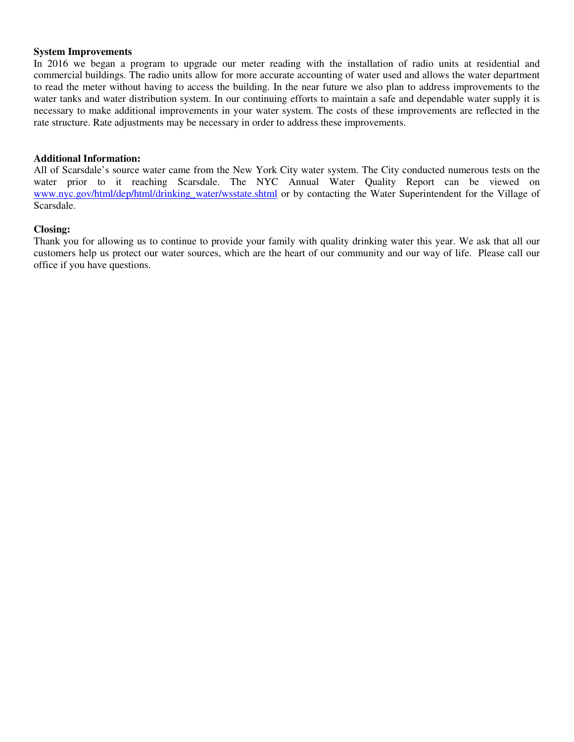**System Improvements**

In 2016 we began a program to upgrade our meter reading with the installation of radio units at residential and commercial buildings. The radio units allow for more accurate accounting of water used and allows the water department to read the meter without having to access the building. In the near future we also plan to address improvements to the water tanks and water distribution system. In our continuing efforts to maintain a safe and dependable water supply it is necessary to make additional improvements in your water system. The costs of these improvements are reflected in the rate structure. Rate adjustments may be necessary in order to address these improvements.

**Additional Information:**

All of Scarsdale's source water came from the New York City water system. The City conducted numerous tests on the water prior to it reaching Scarsdale. The NYC Annual Water Quality Report can be viewed on www.nyc.gov/html/dep/html/drinking_water/wsstate.shtml or by contacting the Water Superintendent for the Village of Scarsdale.

**Closing:**

Thank you for allowing us to continue to provide your family with quality drinking water this year. We ask that all our customers help us protect our water sources, which are the heart of our community and our way of life. Please call our office if you have questions.